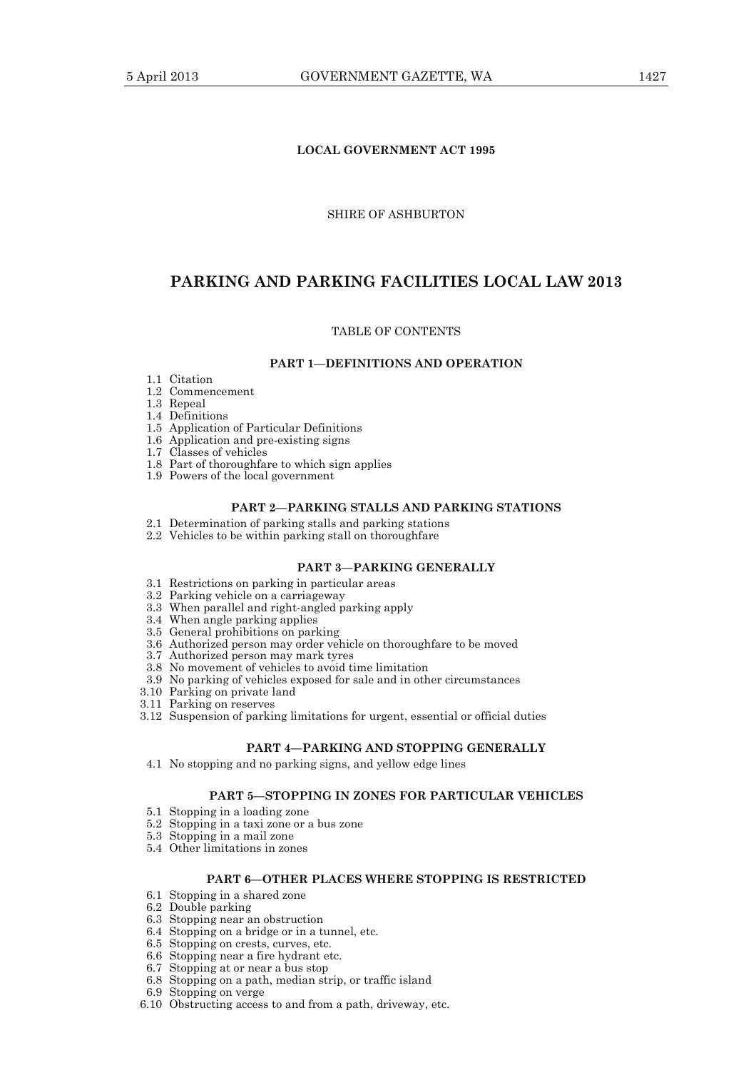**LOCAL GOVERNMENT ACT 1995**

SHIRE OF ASHBURTON

# PARKING AND PARKING FACILITIES LOCAL LAW 2013

TABLE OF CONTENTS

**PART 1—DEFINITIONS AND OPERATION**

1.1 Citation
1.2 Commencement
1.3 Repeal
1.4 Definitions
1.5 Application of Particular Definitions
1.6 Application and pre-existing signs
1.7 Classes of vehicles
1.8 Part of thoroughfare to which sign applies
1.9 Powers of the local government

**PART 2—PARKING STALLS AND PARKING STATIONS**

2.1 Determination of parking stalls and parking stations
2.2 Vehicles to be within parking stall on thoroughfare

**PART 3—PARKING GENERALLY**

3.1 Restrictions on parking in particular areas
3.2 Parking vehicle on a carriageway
3.3 When parallel and right-angled parking apply
3.4 When angle parking applies
3.5 General prohibitions on parking
3.6 Authorized person may order vehicle on thoroughfare to be moved
3.7 Authorized person may mark tyres
3.8 No movement of vehicles to avoid time limitation
3.9 No parking of vehicles exposed for sale and in other circumstances
3.10 Parking on private land
3.11 Parking on reserves
3.12 Suspension of parking limitations for urgent, essential or official duties

**PART 4—PARKING AND STOPPING GENERALLY**

4.1 No stopping and no parking signs, and yellow edge lines

**PART 5—STOPPING IN ZONES FOR PARTICULAR VEHICLES**

5.1 Stopping in a loading zone
5.2 Stopping in a taxi zone or a bus zone
5.3 Stopping in a mail zone
5.4 Other limitations in zones

**PART 6—OTHER PLACES WHERE STOPPING IS RESTRICTED**

6.1 Stopping in a shared zone
6.2 Double parking
6.3 Stopping near an obstruction
6.4 Stopping on a bridge or in a tunnel, etc.
6.5 Stopping on crests, curves, etc.
6.6 Stopping near a fire hydrant etc.
6.7 Stopping at or near a bus stop
6.8 Stopping on a path, median strip, or traffic island
6.9 Stopping on verge
6.10 Obstructing access to and from a path, driveway, etc.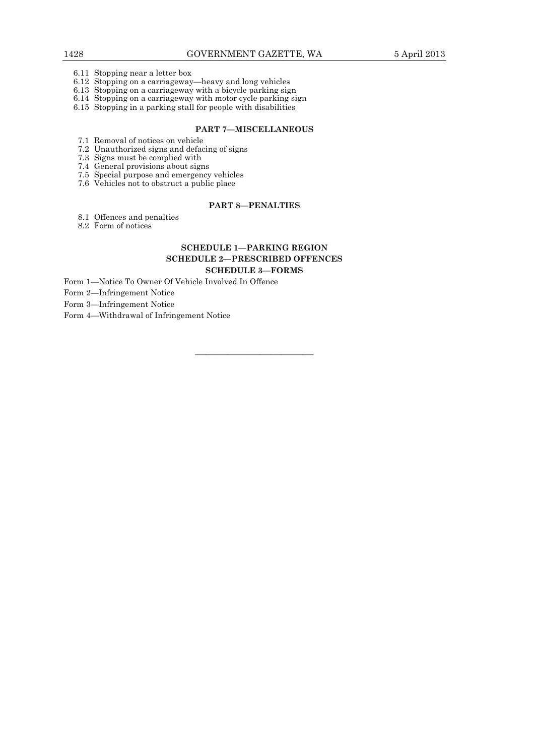6.11 Stopping near a letter box
6.12 Stopping on a carriageway—heavy and long vehicles
6.13 Stopping on a carriageway with a bicycle parking sign
6.14 Stopping on a carriageway with motor cycle parking sign
6.15 Stopping in a parking stall for people with disabilities

**PART 7—MISCELLANEOUS**

7.1 Removal of notices on vehicle
7.2 Unauthorized signs and defacing of signs
7.3 Signs must be complied with
7.4 General provisions about signs
7.5 Special purpose and emergency vehicles
7.6 Vehicles not to obstruct a public place

**PART 8—PENALTIES**

8.1 Offences and penalties
8.2 Form of notices

**SCHEDULE 1—PARKING REGION**

**SCHEDULE 2—PRESCRIBED OFFENCES**

**SCHEDULE 3—FORMS**

Form 1—Notice To Owner Of Vehicle Involved In Offence

Form 2—Infringement Notice

Form 3—Infringement Notice

Form 4—Withdrawal of Infringement Notice

---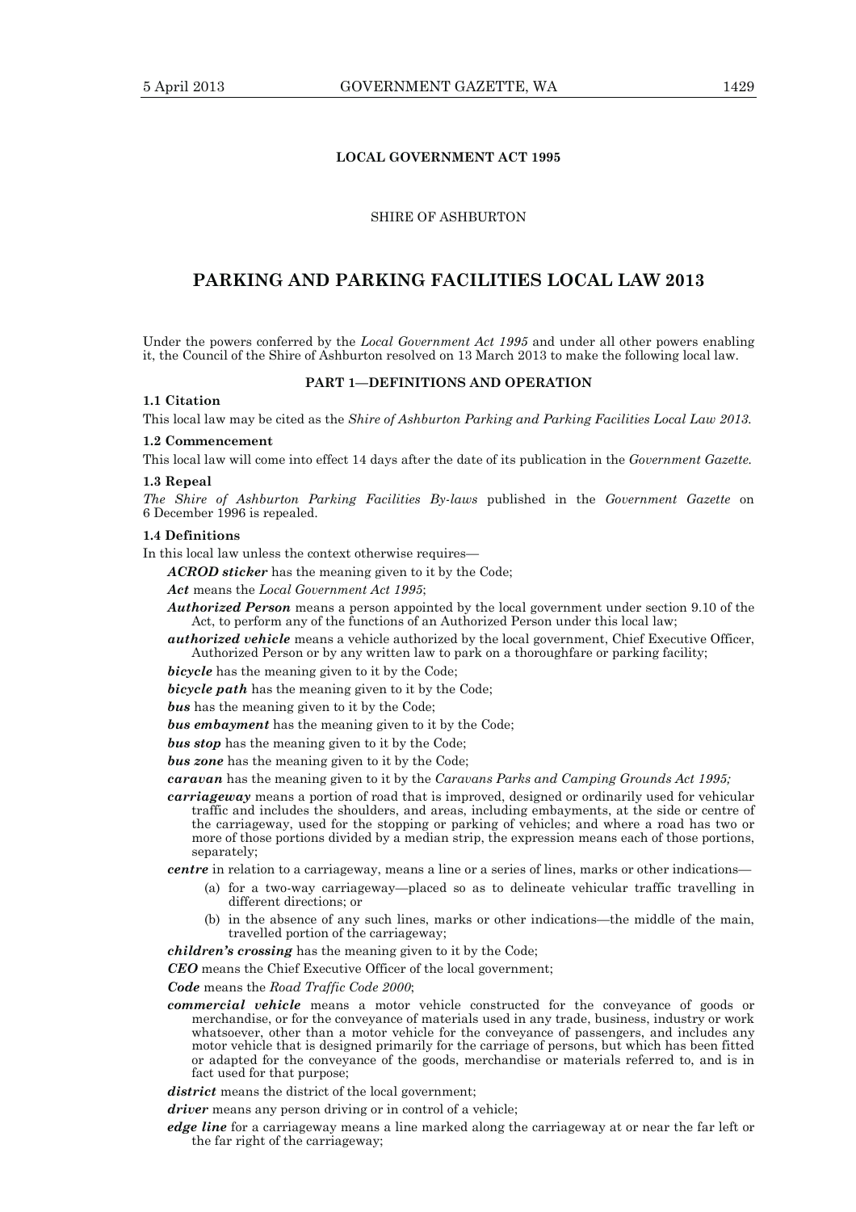**LOCAL GOVERNMENT ACT 1995**

SHIRE OF ASHBURTON

# PARKING AND PARKING FACILITIES LOCAL LAW 2013

Under the powers conferred by the *Local Government Act 1995* and under all other powers enabling it, the Council of the Shire of Ashburton resolved on 13 March 2013 to make the following local law.

## PART 1—DEFINITIONS AND OPERATION

### 1.1 Citation

This local law may be cited as the *Shire of Ashburton Parking and Parking Facilities Local Law 2013.*

### 1.2 Commencement

This local law will come into effect 14 days after the date of its publication in the *Government Gazette.*

### 1.3 Repeal

*The Shire of Ashburton Parking Facilities By-laws* published in the *Government Gazette* on 6 December 1996 is repealed.

### 1.4 Definitions

In this local law unless the context otherwise requires—

***ACROD sticker*** has the meaning given to it by the Code;

***Act*** means the *Local Government Act 1995*;

***Authorized Person*** means a person appointed by the local government under section 9.10 of the Act, to perform any of the functions of an Authorized Person under this local law;

***authorized vehicle*** means a vehicle authorized by the local government, Chief Executive Officer, Authorized Person or by any written law to park on a thoroughfare or parking facility;

***bicycle*** has the meaning given to it by the Code;

***bicycle path*** has the meaning given to it by the Code;

***bus*** has the meaning given to it by the Code;

***bus embayment*** has the meaning given to it by the Code;

***bus stop*** has the meaning given to it by the Code;

***bus zone*** has the meaning given to it by the Code;

***caravan*** has the meaning given to it by the *Caravans Parks and Camping Grounds Act 1995;*

***carriageway*** means a portion of road that is improved, designed or ordinarily used for vehicular traffic and includes the shoulders, and areas, including embayments, at the side or centre of the carriageway, used for the stopping or parking of vehicles; and where a road has two or more of those portions divided by a median strip, the expression means each of those portions, separately;

***centre*** in relation to a carriageway, means a line or a series of lines, marks or other indications—

(a) for a two-way carriageway—placed so as to delineate vehicular traffic travelling in different directions; or

(b) in the absence of any such lines, marks or other indications—the middle of the main, travelled portion of the carriageway;

***children's crossing*** has the meaning given to it by the Code;

***CEO*** means the Chief Executive Officer of the local government;

***Code*** means the *Road Traffic Code 2000*;

***commercial vehicle*** means a motor vehicle constructed for the conveyance of goods or merchandise, or for the conveyance of materials used in any trade, business, industry or work whatsoever, other than a motor vehicle for the conveyance of passengers, and includes any motor vehicle that is designed primarily for the carriage of persons, but which has been fitted or adapted for the conveyance of the goods, merchandise or materials referred to, and is in fact used for that purpose;

***district*** means the district of the local government;

***driver*** means any person driving or in control of a vehicle;

***edge line*** for a carriageway means a line marked along the carriageway at or near the far left or the far right of the carriageway;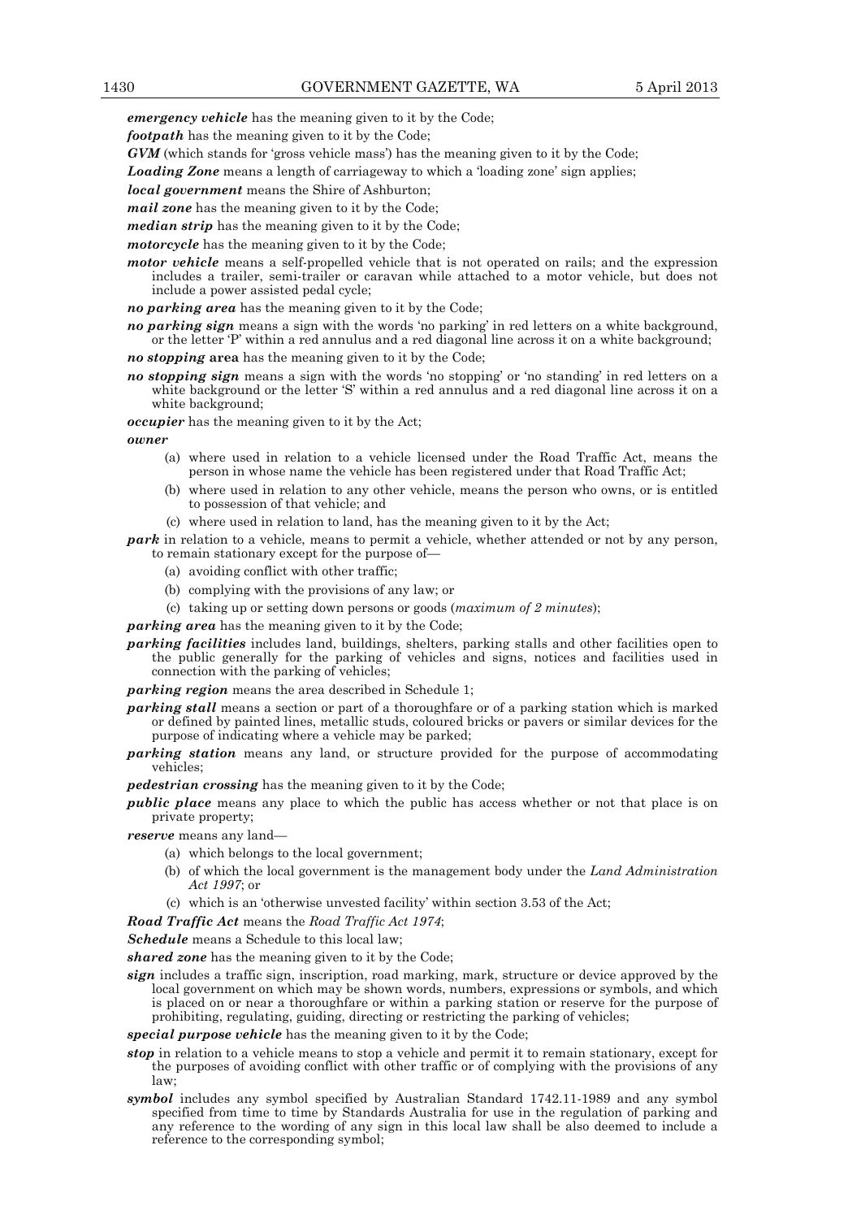***emergency vehicle*** has the meaning given to it by the Code;

***footpath*** has the meaning given to it by the Code;

***GVM*** (which stands for 'gross vehicle mass') has the meaning given to it by the Code;

***Loading Zone*** means a length of carriageway to which a 'loading zone' sign applies;

***local government*** means the Shire of Ashburton;

***mail zone*** has the meaning given to it by the Code;

***median strip*** has the meaning given to it by the Code;

***motorcycle*** has the meaning given to it by the Code;

***motor vehicle*** means a self-propelled vehicle that is not operated on rails; and the expression includes a trailer, semi-trailer or caravan while attached to a motor vehicle, but does not include a power assisted pedal cycle;

***no parking area*** has the meaning given to it by the Code;

***no parking sign*** means a sign with the words 'no parking' in red letters on a white background, or the letter 'P' within a red annulus and a red diagonal line across it on a white background;

***no stopping* area** has the meaning given to it by the Code;

***no stopping sign*** means a sign with the words 'no stopping' or 'no standing' in red letters on a white background or the letter 'S' within a red annulus and a red diagonal line across it on a white background;

***occupier*** has the meaning given to it by the Act;

***owner***

- (a) where used in relation to a vehicle licensed under the Road Traffic Act, means the person in whose name the vehicle has been registered under that Road Traffic Act;
- (b) where used in relation to any other vehicle, means the person who owns, or is entitled to possession of that vehicle; and
- (c) where used in relation to land, has the meaning given to it by the Act;

***park*** in relation to a vehicle, means to permit a vehicle, whether attended or not by any person, to remain stationary except for the purpose of—

- (a) avoiding conflict with other traffic;
- (b) complying with the provisions of any law; or
- (c) taking up or setting down persons or goods (*maximum of 2 minutes*);

***parking area*** has the meaning given to it by the Code;

***parking facilities*** includes land, buildings, shelters, parking stalls and other facilities open to the public generally for the parking of vehicles and signs, notices and facilities used in connection with the parking of vehicles;

***parking region*** means the area described in Schedule 1;

***parking stall*** means a section or part of a thoroughfare or of a parking station which is marked or defined by painted lines, metallic studs, coloured bricks or pavers or similar devices for the purpose of indicating where a vehicle may be parked;

***parking station*** means any land, or structure provided for the purpose of accommodating vehicles;

***pedestrian crossing*** has the meaning given to it by the Code;

***public place*** means any place to which the public has access whether or not that place is on private property;

***reserve*** means any land—

- (a) which belongs to the local government;
- (b) of which the local government is the management body under the *Land Administration Act 1997*; or
- (c) which is an 'otherwise unvested facility' within section 3.53 of the Act;

***Road Traffic Act*** means the *Road Traffic Act 1974*;

***Schedule*** means a Schedule to this local law;

***shared zone*** has the meaning given to it by the Code;

***sign*** includes a traffic sign, inscription, road marking, mark, structure or device approved by the local government on which may be shown words, numbers, expressions or symbols, and which is placed on or near a thoroughfare or within a parking station or reserve for the purpose of prohibiting, regulating, guiding, directing or restricting the parking of vehicles;

***special purpose vehicle*** has the meaning given to it by the Code;

***stop*** in relation to a vehicle means to stop a vehicle and permit it to remain stationary, except for the purposes of avoiding conflict with other traffic or of complying with the provisions of any law;

***symbol*** includes any symbol specified by Australian Standard 1742.11-1989 and any symbol specified from time to time by Standards Australia for use in the regulation of parking and any reference to the wording of any sign in this local law shall be also deemed to include a reference to the corresponding symbol;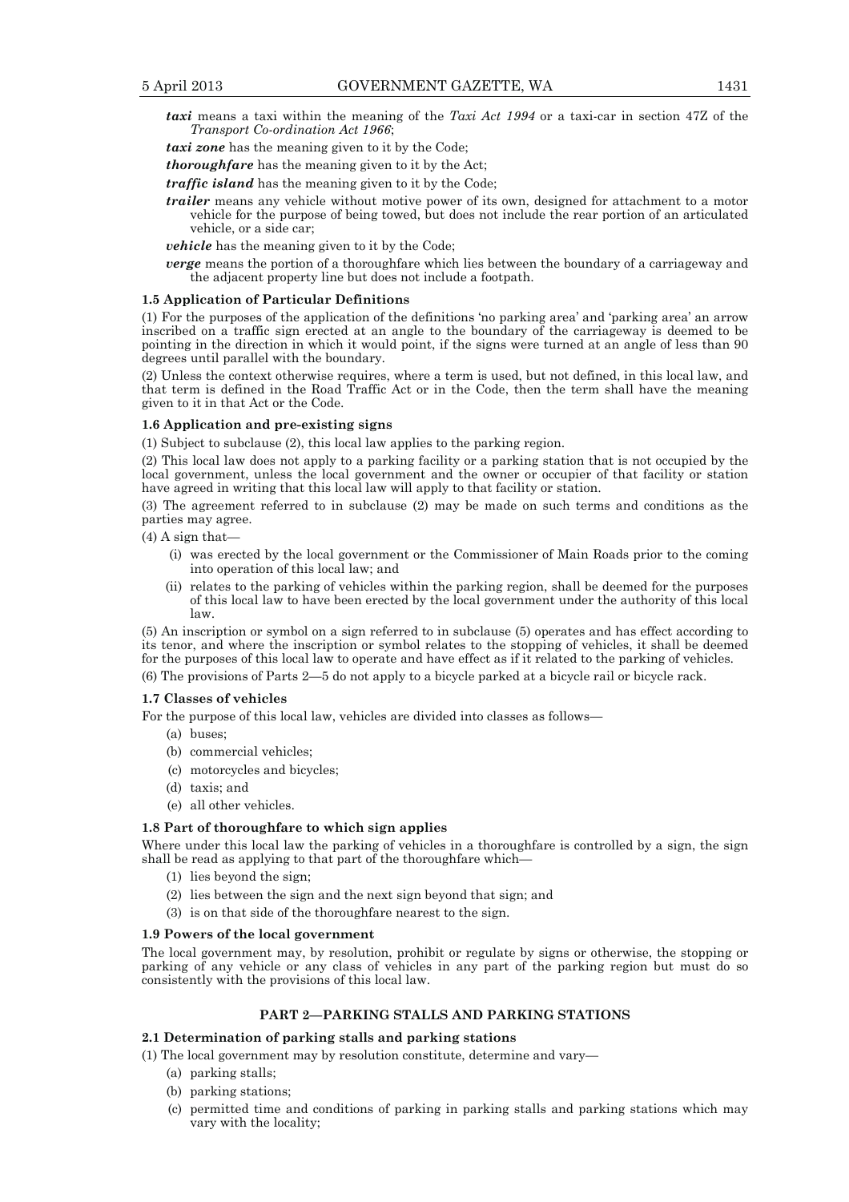***taxi*** means a taxi within the meaning of the *Taxi Act 1994* or a taxi-car in section 47Z of the *Transport Co-ordination Act 1966*;

***taxi zone*** has the meaning given to it by the Code;

***thoroughfare*** has the meaning given to it by the Act;

***traffic island*** has the meaning given to it by the Code;

***trailer*** means any vehicle without motive power of its own, designed for attachment to a motor vehicle for the purpose of being towed, but does not include the rear portion of an articulated vehicle, or a side car;

***vehicle*** has the meaning given to it by the Code;

***verge*** means the portion of a thoroughfare which lies between the boundary of a carriageway and the adjacent property line but does not include a footpath.

**1.5 Application of Particular Definitions**

(1) For the purposes of the application of the definitions 'no parking area' and 'parking area' an arrow inscribed on a traffic sign erected at an angle to the boundary of the carriageway is deemed to be pointing in the direction in which it would point, if the signs were turned at an angle of less than 90 degrees until parallel with the boundary.

(2) Unless the context otherwise requires, where a term is used, but not defined, in this local law, and that term is defined in the Road Traffic Act or in the Code, then the term shall have the meaning given to it in that Act or the Code.

**1.6 Application and pre-existing signs**

(1) Subject to subclause (2), this local law applies to the parking region.

(2) This local law does not apply to a parking facility or a parking station that is not occupied by the local government, unless the local government and the owner or occupier of that facility or station have agreed in writing that this local law will apply to that facility or station.

(3) The agreement referred to in subclause (2) may be made on such terms and conditions as the parties may agree.

(4) A sign that—

- (i) was erected by the local government or the Commissioner of Main Roads prior to the coming into operation of this local law; and
- (ii) relates to the parking of vehicles within the parking region, shall be deemed for the purposes of this local law to have been erected by the local government under the authority of this local law.

(5) An inscription or symbol on a sign referred to in subclause (5) operates and has effect according to its tenor, and where the inscription or symbol relates to the stopping of vehicles, it shall be deemed for the purposes of this local law to operate and have effect as if it related to the parking of vehicles.

(6) The provisions of Parts 2—5 do not apply to a bicycle parked at a bicycle rail or bicycle rack.

**1.7 Classes of vehicles**

For the purpose of this local law, vehicles are divided into classes as follows—

- (a) buses;
- (b) commercial vehicles;
- (c) motorcycles and bicycles;
- (d) taxis; and
- (e) all other vehicles.

**1.8 Part of thoroughfare to which sign applies**

Where under this local law the parking of vehicles in a thoroughfare is controlled by a sign, the sign shall be read as applying to that part of the thoroughfare which—

- (1) lies beyond the sign;
- (2) lies between the sign and the next sign beyond that sign; and
- (3) is on that side of the thoroughfare nearest to the sign.

**1.9 Powers of the local government**

The local government may, by resolution, prohibit or regulate by signs or otherwise, the stopping or parking of any vehicle or any class of vehicles in any part of the parking region but must do so consistently with the provisions of this local law.

## PART 2—PARKING STALLS AND PARKING STATIONS

**2.1 Determination of parking stalls and parking stations**

(1) The local government may by resolution constitute, determine and vary—

- (a) parking stalls;
- (b) parking stations;
- (c) permitted time and conditions of parking in parking stalls and parking stations which may vary with the locality;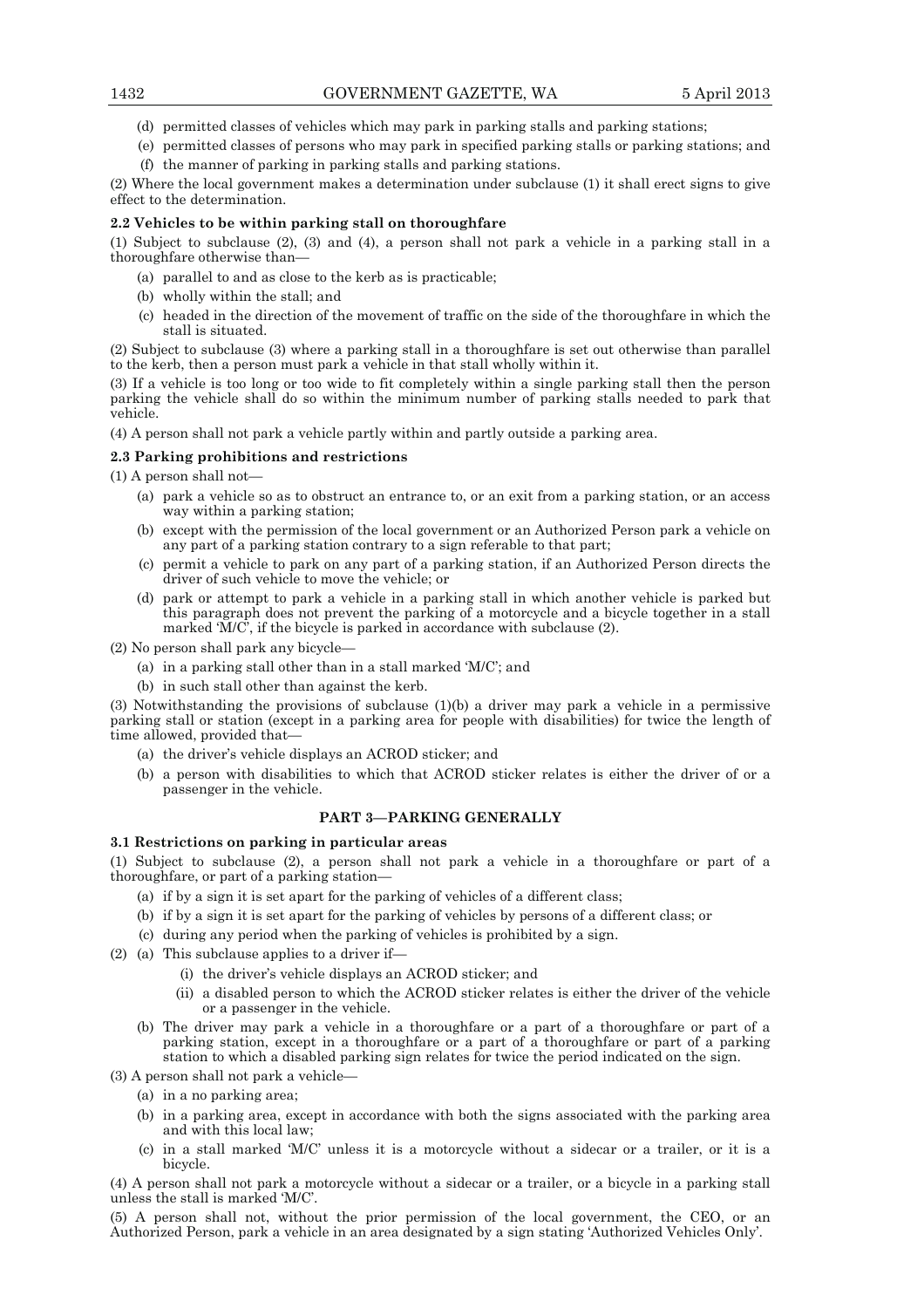(d) permitted classes of vehicles which may park in parking stalls and parking stations;

(e) permitted classes of persons who may park in specified parking stalls or parking stations; and

(f) the manner of parking in parking stalls and parking stations.

(2) Where the local government makes a determination under subclause (1) it shall erect signs to give effect to the determination.

**2.2 Vehicles to be within parking stall on thoroughfare**

(1) Subject to subclause (2), (3) and (4), a person shall not park a vehicle in a parking stall in a thoroughfare otherwise than—

(a) parallel to and as close to the kerb as is practicable;

(b) wholly within the stall; and

(c) headed in the direction of the movement of traffic on the side of the thoroughfare in which the stall is situated.

(2) Subject to subclause (3) where a parking stall in a thoroughfare is set out otherwise than parallel to the kerb, then a person must park a vehicle in that stall wholly within it.

(3) If a vehicle is too long or too wide to fit completely within a single parking stall then the person parking the vehicle shall do so within the minimum number of parking stalls needed to park that vehicle.

(4) A person shall not park a vehicle partly within and partly outside a parking area.

**2.3 Parking prohibitions and restrictions**

(1) A person shall not—

(a) park a vehicle so as to obstruct an entrance to, or an exit from a parking station, or an access way within a parking station;

(b) except with the permission of the local government or an Authorized Person park a vehicle on any part of a parking station contrary to a sign referable to that part;

(c) permit a vehicle to park on any part of a parking station, if an Authorized Person directs the driver of such vehicle to move the vehicle; or

(d) park or attempt to park a vehicle in a parking stall in which another vehicle is parked but this paragraph does not prevent the parking of a motorcycle and a bicycle together in a stall marked 'M/C', if the bicycle is parked in accordance with subclause (2).

(2) No person shall park any bicycle—

(a) in a parking stall other than in a stall marked 'M/C'; and

(b) in such stall other than against the kerb.

(3) Notwithstanding the provisions of subclause (1)(b) a driver may park a vehicle in a permissive parking stall or station (except in a parking area for people with disabilities) for twice the length of time allowed, provided that—

(a) the driver's vehicle displays an ACROD sticker; and

(b) a person with disabilities to which that ACROD sticker relates is either the driver of or a passenger in the vehicle.

## PART 3—PARKING GENERALLY

**3.1 Restrictions on parking in particular areas**

(1) Subject to subclause (2), a person shall not park a vehicle in a thoroughfare or part of a thoroughfare, or part of a parking station—

(a) if by a sign it is set apart for the parking of vehicles of a different class;

(b) if by a sign it is set apart for the parking of vehicles by persons of a different class; or

(c) during any period when the parking of vehicles is prohibited by a sign.

(2) (a) This subclause applies to a driver if—

(i) the driver's vehicle displays an ACROD sticker; and

(ii) a disabled person to which the ACROD sticker relates is either the driver of the vehicle or a passenger in the vehicle.

(b) The driver may park a vehicle in a thoroughfare or a part of a thoroughfare or part of a parking station, except in a thoroughfare or a part of a thoroughfare or part of a parking station to which a disabled parking sign relates for twice the period indicated on the sign.

(3) A person shall not park a vehicle—

(a) in a no parking area;

(b) in a parking area, except in accordance with both the signs associated with the parking area and with this local law;

(c) in a stall marked 'M/C' unless it is a motorcycle without a sidecar or a trailer, or it is a bicycle.

(4) A person shall not park a motorcycle without a sidecar or a trailer, or a bicycle in a parking stall unless the stall is marked 'M/C'.

(5) A person shall not, without the prior permission of the local government, the CEO, or an Authorized Person, park a vehicle in an area designated by a sign stating 'Authorized Vehicles Only'.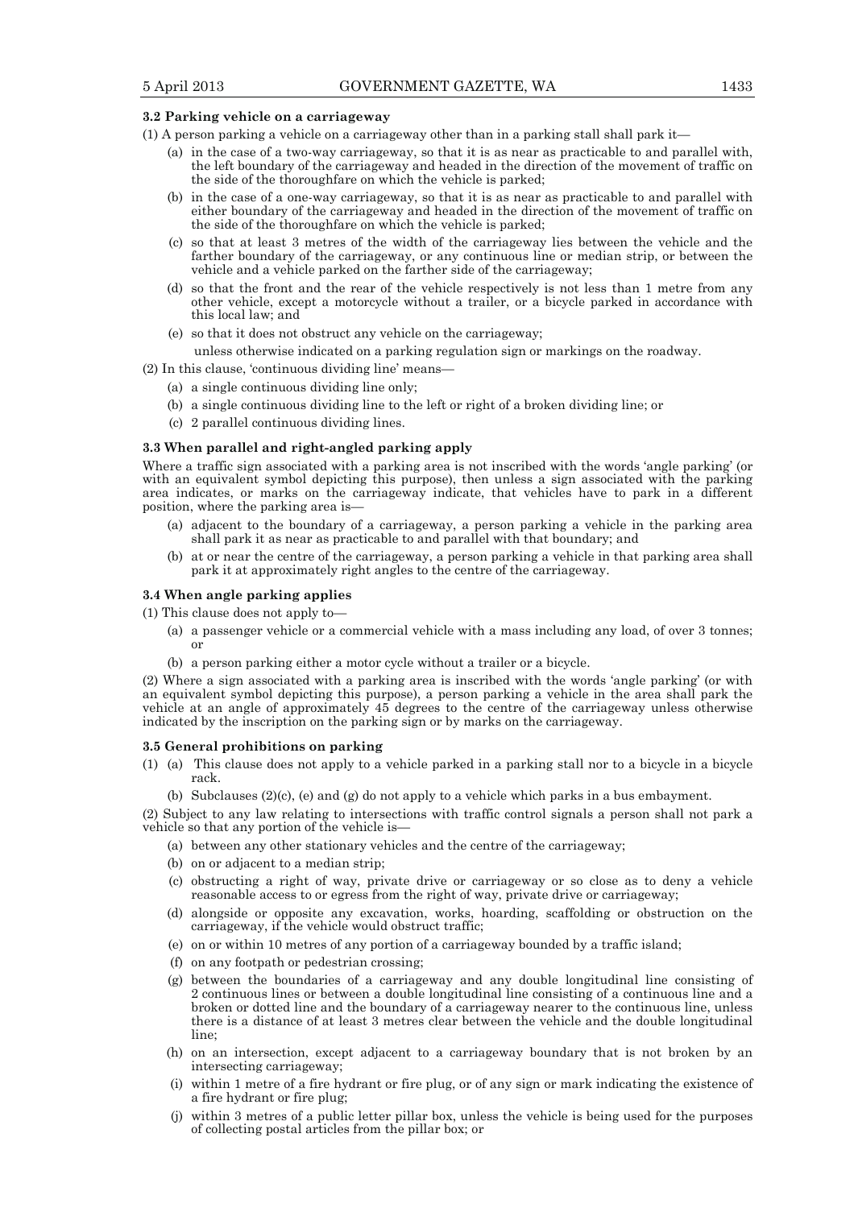### 3.2 Parking vehicle on a carriageway

(1) A person parking a vehicle on a carriageway other than in a parking stall shall park it—

(a) in the case of a two-way carriageway, so that it is as near as practicable to and parallel with, the left boundary of the carriageway and headed in the direction of the movement of traffic on the side of the thoroughfare on which the vehicle is parked;

(b) in the case of a one-way carriageway, so that it is as near as practicable to and parallel with either boundary of the carriageway and headed in the direction of the movement of traffic on the side of the thoroughfare on which the vehicle is parked;

(c) so that at least 3 metres of the width of the carriageway lies between the vehicle and the farther boundary of the carriageway, or any continuous line or median strip, or between the vehicle and a vehicle parked on the farther side of the carriageway;

(d) so that the front and the rear of the vehicle respectively is not less than 1 metre from any other vehicle, except a motorcycle without a trailer, or a bicycle parked in accordance with this local law; and

(e) so that it does not obstruct any vehicle on the carriageway;

unless otherwise indicated on a parking regulation sign or markings on the roadway.

(2) In this clause, 'continuous dividing line' means—

(a) a single continuous dividing line only;

(b) a single continuous dividing line to the left or right of a broken dividing line; or

(c) 2 parallel continuous dividing lines.

### 3.3 When parallel and right-angled parking apply

Where a traffic sign associated with a parking area is not inscribed with the words 'angle parking' (or with an equivalent symbol depicting this purpose), then unless a sign associated with the parking area indicates, or marks on the carriageway indicate, that vehicles have to park in a different position, where the parking area is—

(a) adjacent to the boundary of a carriageway, a person parking a vehicle in the parking area shall park it as near as practicable to and parallel with that boundary; and

(b) at or near the centre of the carriageway, a person parking a vehicle in that parking area shall park it at approximately right angles to the centre of the carriageway.

### 3.4 When angle parking applies

(1) This clause does not apply to—

(a) a passenger vehicle or a commercial vehicle with a mass including any load, of over 3 tonnes; or

(b) a person parking either a motor cycle without a trailer or a bicycle.

(2) Where a sign associated with a parking area is inscribed with the words 'angle parking' (or with an equivalent symbol depicting this purpose), a person parking a vehicle in the area shall park the vehicle at an angle of approximately 45 degrees to the centre of the carriageway unless otherwise indicated by the inscription on the parking sign or by marks on the carriageway.

### 3.5 General prohibitions on parking

(1) (a) This clause does not apply to a vehicle parked in a parking stall nor to a bicycle in a bicycle rack.

(b) Subclauses (2)(c), (e) and (g) do not apply to a vehicle which parks in a bus embayment.

(2) Subject to any law relating to intersections with traffic control signals a person shall not park a vehicle so that any portion of the vehicle is—

(a) between any other stationary vehicles and the centre of the carriageway;

(b) on or adjacent to a median strip;

(c) obstructing a right of way, private drive or carriageway or so close as to deny a vehicle reasonable access to or egress from the right of way, private drive or carriageway;

(d) alongside or opposite any excavation, works, hoarding, scaffolding or obstruction on the carriageway, if the vehicle would obstruct traffic;

(e) on or within 10 metres of any portion of a carriageway bounded by a traffic island;

(f) on any footpath or pedestrian crossing;

(g) between the boundaries of a carriageway and any double longitudinal line consisting of 2 continuous lines or between a double longitudinal line consisting of a continuous line and a broken or dotted line and the boundary of a carriageway nearer to the continuous line, unless there is a distance of at least 3 metres clear between the vehicle and the double longitudinal line;

(h) on an intersection, except adjacent to a carriageway boundary that is not broken by an intersecting carriageway;

(i) within 1 metre of a fire hydrant or fire plug, or of any sign or mark indicating the existence of a fire hydrant or fire plug;

(j) within 3 metres of a public letter pillar box, unless the vehicle is being used for the purposes of collecting postal articles from the pillar box; or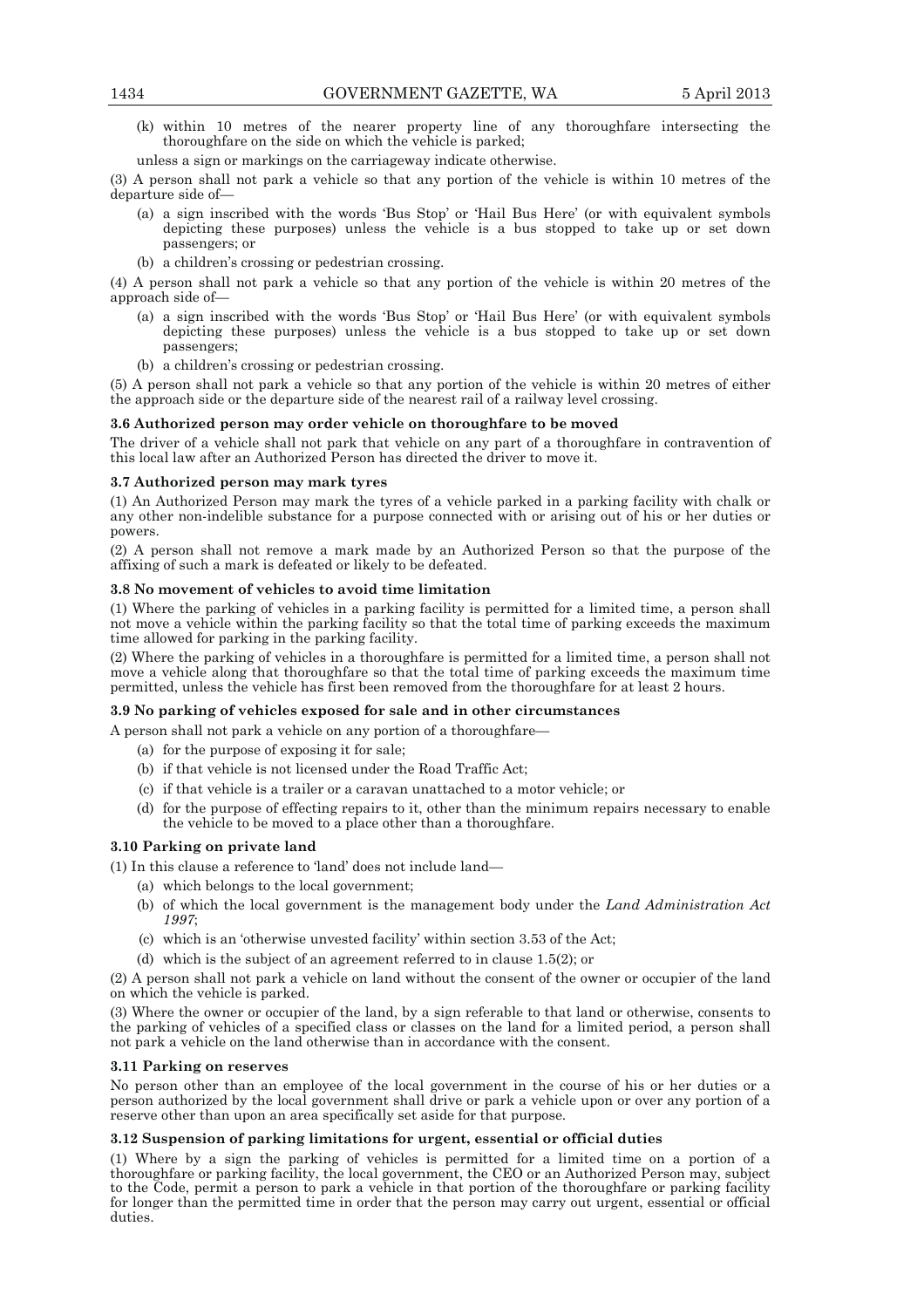(k) within 10 metres of the nearer property line of any thoroughfare intersecting the thoroughfare on the side on which the vehicle is parked;

unless a sign or markings on the carriageway indicate otherwise.

(3) A person shall not park a vehicle so that any portion of the vehicle is within 10 metres of the departure side of—

(a) a sign inscribed with the words 'Bus Stop' or 'Hail Bus Here' (or with equivalent symbols depicting these purposes) unless the vehicle is a bus stopped to take up or set down passengers; or

(b) a children's crossing or pedestrian crossing.

(4) A person shall not park a vehicle so that any portion of the vehicle is within 20 metres of the approach side of—

(a) a sign inscribed with the words 'Bus Stop' or 'Hail Bus Here' (or with equivalent symbols depicting these purposes) unless the vehicle is a bus stopped to take up or set down passengers;

(b) a children's crossing or pedestrian crossing.

(5) A person shall not park a vehicle so that any portion of the vehicle is within 20 metres of either the approach side or the departure side of the nearest rail of a railway level crossing.

**3.6 Authorized person may order vehicle on thoroughfare to be moved**

The driver of a vehicle shall not park that vehicle on any part of a thoroughfare in contravention of this local law after an Authorized Person has directed the driver to move it.

**3.7 Authorized person may mark tyres**

(1) An Authorized Person may mark the tyres of a vehicle parked in a parking facility with chalk or any other non-indelible substance for a purpose connected with or arising out of his or her duties or powers.

(2) A person shall not remove a mark made by an Authorized Person so that the purpose of the affixing of such a mark is defeated or likely to be defeated.

**3.8 No movement of vehicles to avoid time limitation**

(1) Where the parking of vehicles in a parking facility is permitted for a limited time, a person shall not move a vehicle within the parking facility so that the total time of parking exceeds the maximum time allowed for parking in the parking facility.

(2) Where the parking of vehicles in a thoroughfare is permitted for a limited time, a person shall not move a vehicle along that thoroughfare so that the total time of parking exceeds the maximum time permitted, unless the vehicle has first been removed from the thoroughfare for at least 2 hours.

**3.9 No parking of vehicles exposed for sale and in other circumstances**

A person shall not park a vehicle on any portion of a thoroughfare—

(a) for the purpose of exposing it for sale;

(b) if that vehicle is not licensed under the Road Traffic Act;

(c) if that vehicle is a trailer or a caravan unattached to a motor vehicle; or

(d) for the purpose of effecting repairs to it, other than the minimum repairs necessary to enable the vehicle to be moved to a place other than a thoroughfare.

**3.10 Parking on private land**

(1) In this clause a reference to 'land' does not include land—

(a) which belongs to the local government;

(b) of which the local government is the management body under the *Land Administration Act 1997*;

(c) which is an 'otherwise unvested facility' within section 3.53 of the Act;

(d) which is the subject of an agreement referred to in clause 1.5(2); or

(2) A person shall not park a vehicle on land without the consent of the owner or occupier of the land on which the vehicle is parked.

(3) Where the owner or occupier of the land, by a sign referable to that land or otherwise, consents to the parking of vehicles of a specified class or classes on the land for a limited period, a person shall not park a vehicle on the land otherwise than in accordance with the consent.

**3.11 Parking on reserves**

No person other than an employee of the local government in the course of his or her duties or a person authorized by the local government shall drive or park a vehicle upon or over any portion of a reserve other than upon an area specifically set aside for that purpose.

**3.12 Suspension of parking limitations for urgent, essential or official duties**

(1) Where by a sign the parking of vehicles is permitted for a limited time on a portion of a thoroughfare or parking facility, the local government, the CEO or an Authorized Person may, subject to the Code, permit a person to park a vehicle in that portion of the thoroughfare or parking facility for longer than the permitted time in order that the person may carry out urgent, essential or official duties.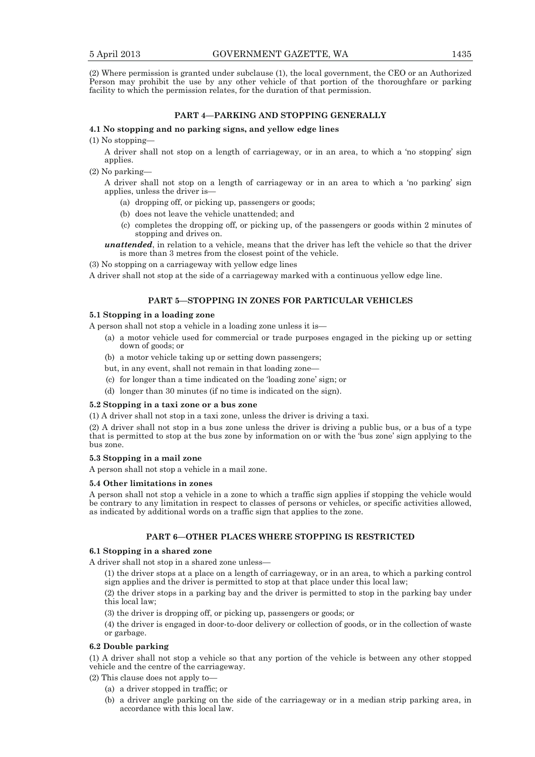(2) Where permission is granted under subclause (1), the local government, the CEO or an Authorized Person may prohibit the use by any other vehicle of that portion of the thoroughfare or parking facility to which the permission relates, for the duration of that permission.

## PART 4—PARKING AND STOPPING GENERALLY

### 4.1 No stopping and no parking signs, and yellow edge lines

(1) No stopping—

A driver shall not stop on a length of carriageway, or in an area, to which a 'no stopping' sign applies.

(2) No parking—

A driver shall not stop on a length of carriageway or in an area to which a 'no parking' sign applies, unless the driver is—

- (a) dropping off, or picking up, passengers or goods;
- (b) does not leave the vehicle unattended; and
- (c) completes the dropping off, or picking up, of the passengers or goods within 2 minutes of stopping and drives on.

***unattended***, in relation to a vehicle, means that the driver has left the vehicle so that the driver is more than 3 metres from the closest point of the vehicle.

(3) No stopping on a carriageway with yellow edge lines

A driver shall not stop at the side of a carriageway marked with a continuous yellow edge line.

## PART 5—STOPPING IN ZONES FOR PARTICULAR VEHICLES

### 5.1 Stopping in a loading zone

A person shall not stop a vehicle in a loading zone unless it is—

- (a) a motor vehicle used for commercial or trade purposes engaged in the picking up or setting down of goods; or
- (b) a motor vehicle taking up or setting down passengers;

but, in any event, shall not remain in that loading zone—

- (c) for longer than a time indicated on the 'loading zone' sign; or
- (d) longer than 30 minutes (if no time is indicated on the sign).

### 5.2 Stopping in a taxi zone or a bus zone

(1) A driver shall not stop in a taxi zone, unless the driver is driving a taxi.

(2) A driver shall not stop in a bus zone unless the driver is driving a public bus, or a bus of a type that is permitted to stop at the bus zone by information on or with the 'bus zone' sign applying to the bus zone.

### 5.3 Stopping in a mail zone

A person shall not stop a vehicle in a mail zone.

### 5.4 Other limitations in zones

A person shall not stop a vehicle in a zone to which a traffic sign applies if stopping the vehicle would be contrary to any limitation in respect to classes of persons or vehicles, or specific activities allowed, as indicated by additional words on a traffic sign that applies to the zone.

## PART 6—OTHER PLACES WHERE STOPPING IS RESTRICTED

### 6.1 Stopping in a shared zone

A driver shall not stop in a shared zone unless—

(1) the driver stops at a place on a length of carriageway, or in an area, to which a parking control sign applies and the driver is permitted to stop at that place under this local law;

(2) the driver stops in a parking bay and the driver is permitted to stop in the parking bay under this local law;

(3) the driver is dropping off, or picking up, passengers or goods; or

(4) the driver is engaged in door-to-door delivery or collection of goods, or in the collection of waste or garbage.

### 6.2 Double parking

(1) A driver shall not stop a vehicle so that any portion of the vehicle is between any other stopped vehicle and the centre of the carriageway.

(2) This clause does not apply to—

- (a) a driver stopped in traffic; or
- (b) a driver angle parking on the side of the carriageway or in a median strip parking area, in accordance with this local law.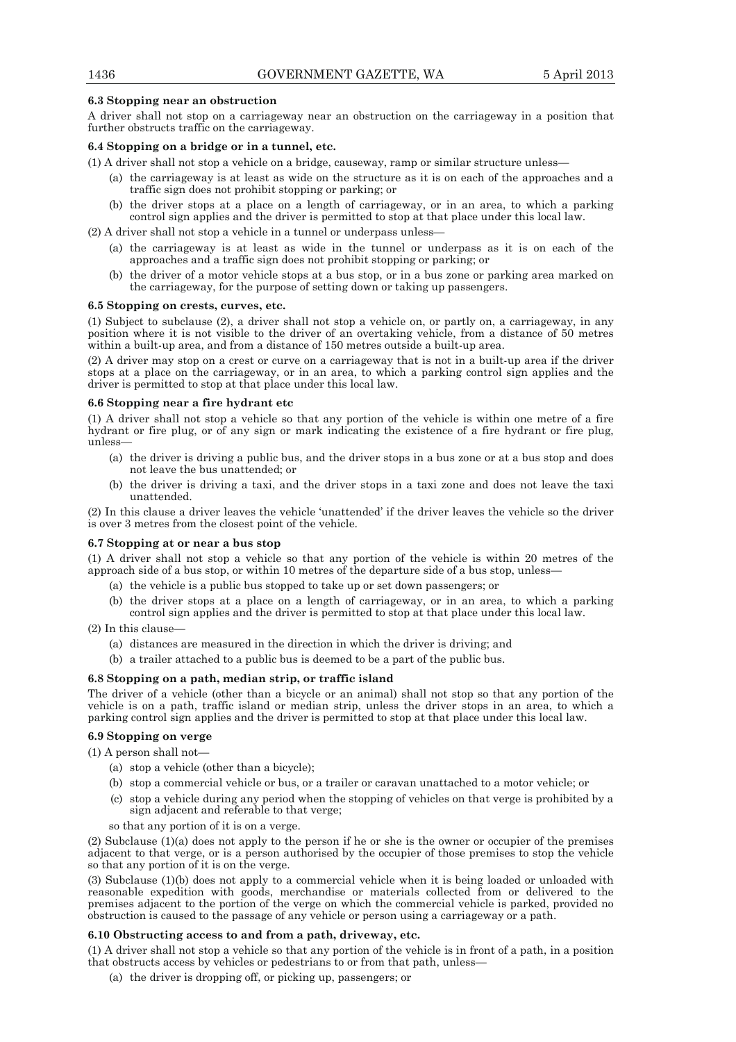**6.3 Stopping near an obstruction**

A driver shall not stop on a carriageway near an obstruction on the carriageway in a position that further obstructs traffic on the carriageway.

**6.4 Stopping on a bridge or in a tunnel, etc.**

(1) A driver shall not stop a vehicle on a bridge, causeway, ramp or similar structure unless—

- (a) the carriageway is at least as wide on the structure as it is on each of the approaches and a traffic sign does not prohibit stopping or parking; or
- (b) the driver stops at a place on a length of carriageway, or in an area, to which a parking control sign applies and the driver is permitted to stop at that place under this local law.

(2) A driver shall not stop a vehicle in a tunnel or underpass unless—

- (a) the carriageway is at least as wide in the tunnel or underpass as it is on each of the approaches and a traffic sign does not prohibit stopping or parking; or
- (b) the driver of a motor vehicle stops at a bus stop, or in a bus zone or parking area marked on the carriageway, for the purpose of setting down or taking up passengers.

**6.5 Stopping on crests, curves, etc.**

(1) Subject to subclause (2), a driver shall not stop a vehicle on, or partly on, a carriageway, in any position where it is not visible to the driver of an overtaking vehicle, from a distance of 50 metres within a built-up area, and from a distance of 150 metres outside a built-up area.

(2) A driver may stop on a crest or curve on a carriageway that is not in a built-up area if the driver stops at a place on the carriageway, or in an area, to which a parking control sign applies and the driver is permitted to stop at that place under this local law.

**6.6 Stopping near a fire hydrant etc**

(1) A driver shall not stop a vehicle so that any portion of the vehicle is within one metre of a fire hydrant or fire plug, or of any sign or mark indicating the existence of a fire hydrant or fire plug, unless—

- (a) the driver is driving a public bus, and the driver stops in a bus zone or at a bus stop and does not leave the bus unattended; or
- (b) the driver is driving a taxi, and the driver stops in a taxi zone and does not leave the taxi unattended.

(2) In this clause a driver leaves the vehicle 'unattended' if the driver leaves the vehicle so the driver is over 3 metres from the closest point of the vehicle.

**6.7 Stopping at or near a bus stop**

(1) A driver shall not stop a vehicle so that any portion of the vehicle is within 20 metres of the approach side of a bus stop, or within 10 metres of the departure side of a bus stop, unless—

- (a) the vehicle is a public bus stopped to take up or set down passengers; or
- (b) the driver stops at a place on a length of carriageway, or in an area, to which a parking control sign applies and the driver is permitted to stop at that place under this local law.

(2) In this clause—

- (a) distances are measured in the direction in which the driver is driving; and
- (b) a trailer attached to a public bus is deemed to be a part of the public bus.

**6.8 Stopping on a path, median strip, or traffic island**

The driver of a vehicle (other than a bicycle or an animal) shall not stop so that any portion of the vehicle is on a path, traffic island or median strip, unless the driver stops in an area, to which a parking control sign applies and the driver is permitted to stop at that place under this local law.

**6.9 Stopping on verge**

(1) A person shall not—

- (a) stop a vehicle (other than a bicycle);
- (b) stop a commercial vehicle or bus, or a trailer or caravan unattached to a motor vehicle; or
- (c) stop a vehicle during any period when the stopping of vehicles on that verge is prohibited by a sign adjacent and referable to that verge;

so that any portion of it is on a verge.

(2) Subclause (1)(a) does not apply to the person if he or she is the owner or occupier of the premises adjacent to that verge, or is a person authorised by the occupier of those premises to stop the vehicle so that any portion of it is on the verge.

(3) Subclause (1)(b) does not apply to a commercial vehicle when it is being loaded or unloaded with reasonable expedition with goods, merchandise or materials collected from or delivered to the premises adjacent to the portion of the verge on which the commercial vehicle is parked, provided no obstruction is caused to the passage of any vehicle or person using a carriageway or a path.

**6.10 Obstructing access to and from a path, driveway, etc.**

(1) A driver shall not stop a vehicle so that any portion of the vehicle is in front of a path, in a position that obstructs access by vehicles or pedestrians to or from that path, unless—

- (a) the driver is dropping off, or picking up, passengers; or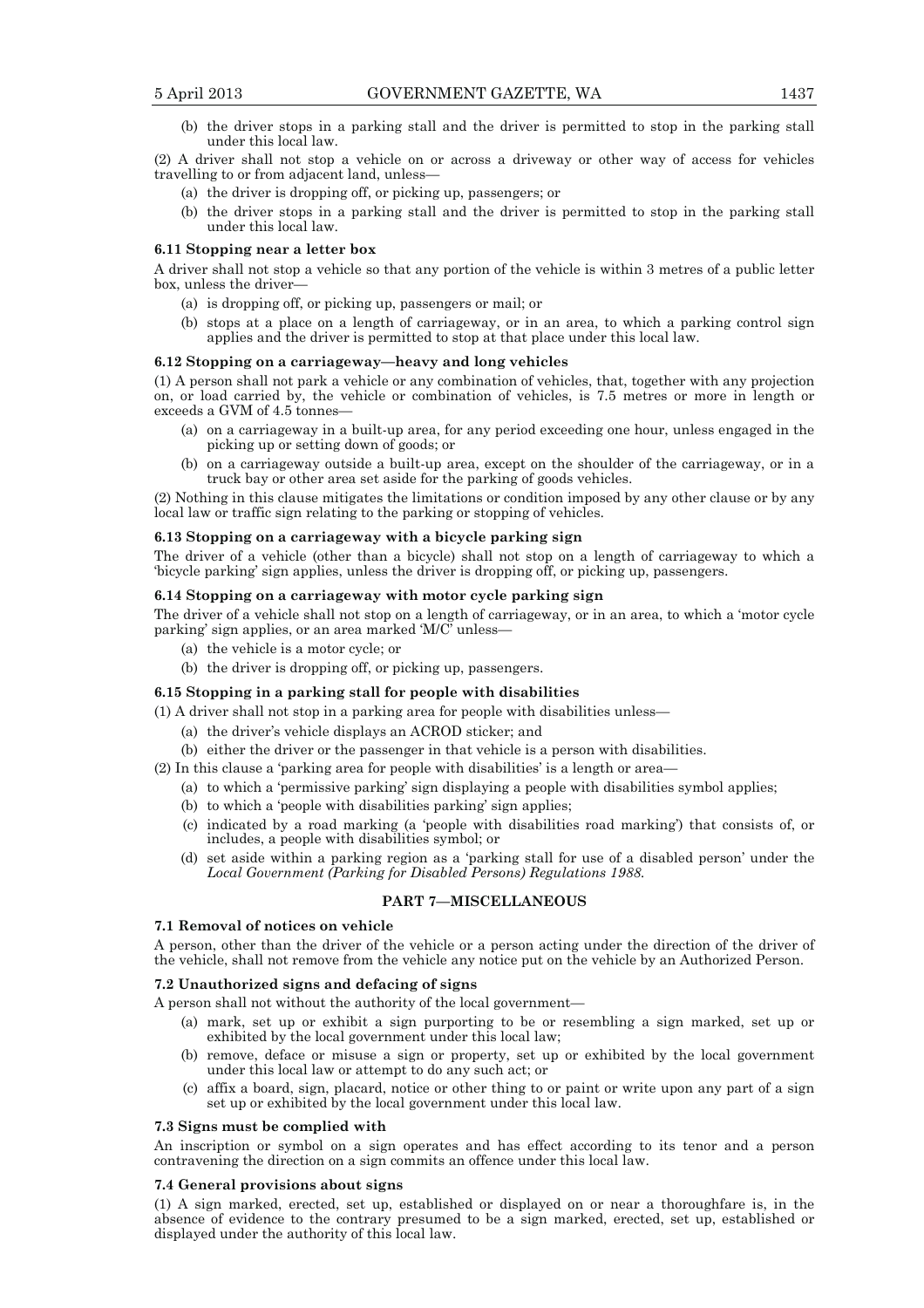(b) the driver stops in a parking stall and the driver is permitted to stop in the parking stall under this local law.

(2) A driver shall not stop a vehicle on or across a driveway or other way of access for vehicles travelling to or from adjacent land, unless—

(a) the driver is dropping off, or picking up, passengers; or

(b) the driver stops in a parking stall and the driver is permitted to stop in the parking stall under this local law.

### 6.11 Stopping near a letter box

A driver shall not stop a vehicle so that any portion of the vehicle is within 3 metres of a public letter box, unless the driver—

(a) is dropping off, or picking up, passengers or mail; or

(b) stops at a place on a length of carriageway, or in an area, to which a parking control sign applies and the driver is permitted to stop at that place under this local law.

### 6.12 Stopping on a carriageway—heavy and long vehicles

(1) A person shall not park a vehicle or any combination of vehicles, that, together with any projection on, or load carried by, the vehicle or combination of vehicles, is 7.5 metres or more in length or exceeds a GVM of 4.5 tonnes—

(a) on a carriageway in a built-up area, for any period exceeding one hour, unless engaged in the picking up or setting down of goods; or

(b) on a carriageway outside a built-up area, except on the shoulder of the carriageway, or in a truck bay or other area set aside for the parking of goods vehicles.

(2) Nothing in this clause mitigates the limitations or condition imposed by any other clause or by any local law or traffic sign relating to the parking or stopping of vehicles.

### 6.13 Stopping on a carriageway with a bicycle parking sign

The driver of a vehicle (other than a bicycle) shall not stop on a length of carriageway to which a 'bicycle parking' sign applies, unless the driver is dropping off, or picking up, passengers.

### 6.14 Stopping on a carriageway with motor cycle parking sign

The driver of a vehicle shall not stop on a length of carriageway, or in an area, to which a 'motor cycle parking' sign applies, or an area marked 'M/C' unless—

(a) the vehicle is a motor cycle; or

(b) the driver is dropping off, or picking up, passengers.

### 6.15 Stopping in a parking stall for people with disabilities

(1) A driver shall not stop in a parking area for people with disabilities unless—

(a) the driver's vehicle displays an ACROD sticker; and

(b) either the driver or the passenger in that vehicle is a person with disabilities.

(2) In this clause a 'parking area for people with disabilities' is a length or area—

(a) to which a 'permissive parking' sign displaying a people with disabilities symbol applies;

(b) to which a 'people with disabilities parking' sign applies;

(c) indicated by a road marking (a 'people with disabilities road marking') that consists of, or includes, a people with disabilities symbol; or

(d) set aside within a parking region as a 'parking stall for use of a disabled person' under the *Local Government (Parking for Disabled Persons) Regulations 1988*.

## PART 7—MISCELLANEOUS

### 7.1 Removal of notices on vehicle

A person, other than the driver of the vehicle or a person acting under the direction of the driver of the vehicle, shall not remove from the vehicle any notice put on the vehicle by an Authorized Person.

### 7.2 Unauthorized signs and defacing of signs

A person shall not without the authority of the local government—

(a) mark, set up or exhibit a sign purporting to be or resembling a sign marked, set up or exhibited by the local government under this local law;

(b) remove, deface or misuse a sign or property, set up or exhibited by the local government under this local law or attempt to do any such act; or

(c) affix a board, sign, placard, notice or other thing to or paint or write upon any part of a sign set up or exhibited by the local government under this local law.

### 7.3 Signs must be complied with

An inscription or symbol on a sign operates and has effect according to its tenor and a person contravening the direction on a sign commits an offence under this local law.

### 7.4 General provisions about signs

(1) A sign marked, erected, set up, established or displayed on or near a thoroughfare is, in the absence of evidence to the contrary presumed to be a sign marked, erected, set up, established or displayed under the authority of this local law.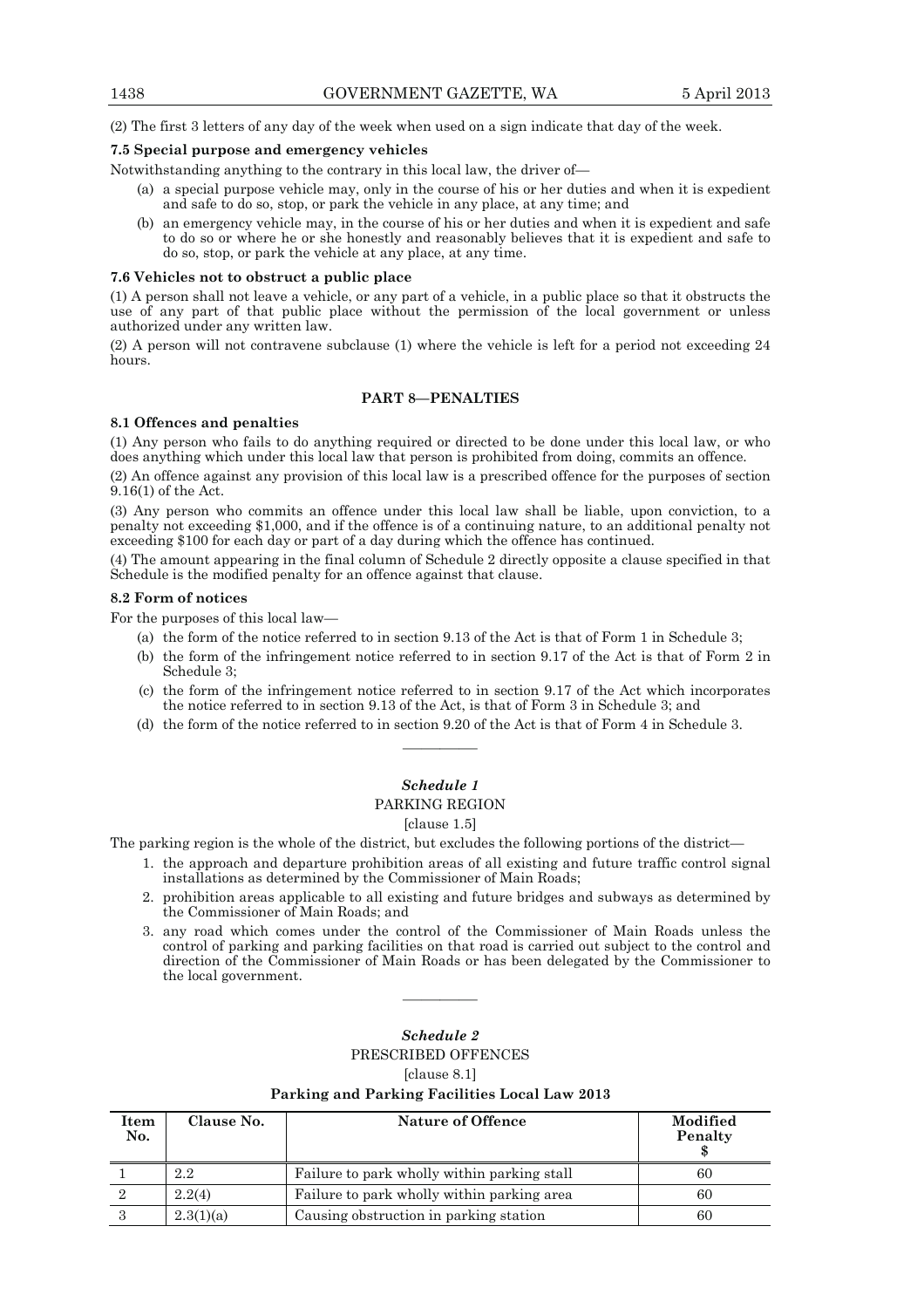(2) The first 3 letters of any day of the week when used on a sign indicate that day of the week.

**7.5 Special purpose and emergency vehicles**

Notwithstanding anything to the contrary in this local law, the driver of—

(a) a special purpose vehicle may, only in the course of his or her duties and when it is expedient and safe to do so, stop, or park the vehicle in any place, at any time; and

(b) an emergency vehicle may, in the course of his or her duties and when it is expedient and safe to do so or where he or she honestly and reasonably believes that it is expedient and safe to do so, stop, or park the vehicle at any place, at any time.

**7.6 Vehicles not to obstruct a public place**

(1) A person shall not leave a vehicle, or any part of a vehicle, in a public place so that it obstructs the use of any part of that public place without the permission of the local government or unless authorized under any written law.

(2) A person will not contravene subclause (1) where the vehicle is left for a period not exceeding 24 hours.

## PART 8—PENALTIES

**8.1 Offences and penalties**

(1) Any person who fails to do anything required or directed to be done under this local law, or who does anything which under this local law that person is prohibited from doing, commits an offence.

(2) An offence against any provision of this local law is a prescribed offence for the purposes of section 9.16(1) of the Act.

(3) Any person who commits an offence under this local law shall be liable, upon conviction, to a penalty not exceeding $1,000, and if the offence is of a continuing nature, to an additional penalty not exceeding $100 for each day or part of a day during which the offence has continued.

(4) The amount appearing in the final column of Schedule 2 directly opposite a clause specified in that Schedule is the modified penalty for an offence against that clause.

**8.2 Form of notices**

For the purposes of this local law—

(a) the form of the notice referred to in section 9.13 of the Act is that of Form 1 in Schedule 3;

(b) the form of the infringement notice referred to in section 9.17 of the Act is that of Form 2 in Schedule 3;

(c) the form of the infringement notice referred to in section 9.17 of the Act which incorporates the notice referred to in section 9.13 of the Act, is that of Form 3 in Schedule 3; and

(d) the form of the notice referred to in section 9.20 of the Act is that of Form 4 in Schedule 3.

———————

### *Schedule 1*
PARKING REGION

[clause 1.5]

The parking region is the whole of the district, but excludes the following portions of the district—

1. the approach and departure prohibition areas of all existing and future traffic control signal installations as determined by the Commissioner of Main Roads;
2. prohibition areas applicable to all existing and future bridges and subways as determined by the Commissioner of Main Roads; and
3. any road which comes under the control of the Commissioner of Main Roads unless the control of parking and parking facilities on that road is carried out subject to the control and direction of the Commissioner of Main Roads or has been delegated by the Commissioner to the local government.

———————

### *Schedule 2*
PRESCRIBED OFFENCES

[clause 8.1]

**Parking and Parking Facilities Local Law 2013**

| Item No. | Clause No. | Nature of Offence | Modified Penalty $ |
|---|---|---|---|
| 1 | 2.2 | Failure to park wholly within parking stall | 60 |
| 2 | 2.2(4) | Failure to park wholly within parking area | 60 |
| 3 | 2.3(1)(a) | Causing obstruction in parking station | 60 |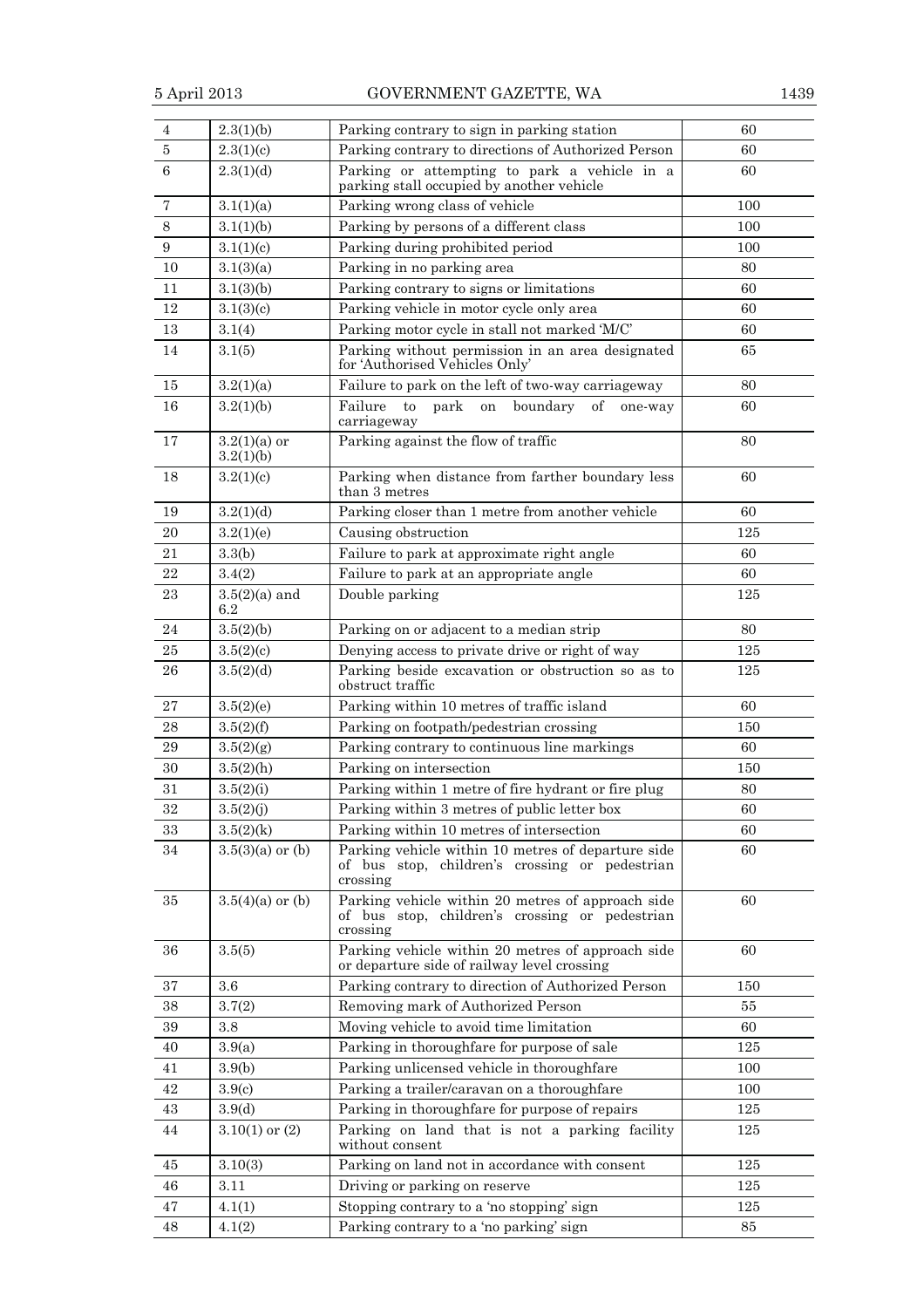| | | | |
|---|---|---|---|
| 4 | 2.3(1)(b) | Parking contrary to sign in parking station | 60 |
| 5 | 2.3(1)(c) | Parking contrary to directions of Authorized Person | 60 |
| 6 | 2.3(1)(d) | Parking or attempting to park a vehicle in a parking stall occupied by another vehicle | 60 |
| 7 | 3.1(1)(a) | Parking wrong class of vehicle | 100 |
| 8 | 3.1(1)(b) | Parking by persons of a different class | 100 |
| 9 | 3.1(1)(c) | Parking during prohibited period | 100 |
| 10 | 3.1(3)(a) | Parking in no parking area | 80 |
| 11 | 3.1(3)(b) | Parking contrary to signs or limitations | 60 |
| 12 | 3.1(3)(c) | Parking vehicle in motor cycle only area | 60 |
| 13 | 3.1(4) | Parking motor cycle in stall not marked 'M/C' | 60 |
| 14 | 3.1(5) | Parking without permission in an area designated for 'Authorised Vehicles Only' | 65 |
| 15 | 3.2(1)(a) | Failure to park on the left of two-way carriageway | 80 |
| 16 | 3.2(1)(b) | Failure to park on boundary of one-way carriageway | 60 |
| 17 | 3.2(1)(a) or 3.2(1)(b) | Parking against the flow of traffic | 80 |
| 18 | 3.2(1)(c) | Parking when distance from farther boundary less than 3 metres | 60 |
| 19 | 3.2(1)(d) | Parking closer than 1 metre from another vehicle | 60 |
| 20 | 3.2(1)(e) | Causing obstruction | 125 |
| 21 | 3.3(b) | Failure to park at approximate right angle | 60 |
| 22 | 3.4(2) | Failure to park at an appropriate angle | 60 |
| 23 | 3.5(2)(a) and 6.2 | Double parking | 125 |
| 24 | 3.5(2)(b) | Parking on or adjacent to a median strip | 80 |
| 25 | 3.5(2)(c) | Denying access to private drive or right of way | 125 |
| 26 | 3.5(2)(d) | Parking beside excavation or obstruction so as to obstruct traffic | 125 |
| 27 | 3.5(2)(e) | Parking within 10 metres of traffic island | 60 |
| 28 | 3.5(2)(f) | Parking on footpath/pedestrian crossing | 150 |
| 29 | 3.5(2)(g) | Parking contrary to continuous line markings | 60 |
| 30 | 3.5(2)(h) | Parking on intersection | 150 |
| 31 | 3.5(2)(i) | Parking within 1 metre of fire hydrant or fire plug | 80 |
| 32 | 3.5(2)(j) | Parking within 3 metres of public letter box | 60 |
| 33 | 3.5(2)(k) | Parking within 10 metres of intersection | 60 |
| 34 | 3.5(3)(a) or (b) | Parking vehicle within 10 metres of departure side of bus stop, children's crossing or pedestrian crossing | 60 |
| 35 | 3.5(4)(a) or (b) | Parking vehicle within 20 metres of approach side of bus stop, children's crossing or pedestrian crossing | 60 |
| 36 | 3.5(5) | Parking vehicle within 20 metres of approach side or departure side of railway level crossing | 60 |
| 37 | 3.6 | Parking contrary to direction of Authorized Person | 150 |
| 38 | 3.7(2) | Removing mark of Authorized Person | 55 |
| 39 | 3.8 | Moving vehicle to avoid time limitation | 60 |
| 40 | 3.9(a) | Parking in thoroughfare for purpose of sale | 125 |
| 41 | 3.9(b) | Parking unlicensed vehicle in thoroughfare | 100 |
| 42 | 3.9(c) | Parking a trailer/caravan on a thoroughfare | 100 |
| 43 | 3.9(d) | Parking in thoroughfare for purpose of repairs | 125 |
| 44 | 3.10(1) or (2) | Parking on land that is not a parking facility without consent | 125 |
| 45 | 3.10(3) | Parking on land not in accordance with consent | 125 |
| 46 | 3.11 | Driving or parking on reserve | 125 |
| 47 | 4.1(1) | Stopping contrary to a 'no stopping' sign | 125 |
| 48 | 4.1(2) | Parking contrary to a 'no parking' sign | 85 |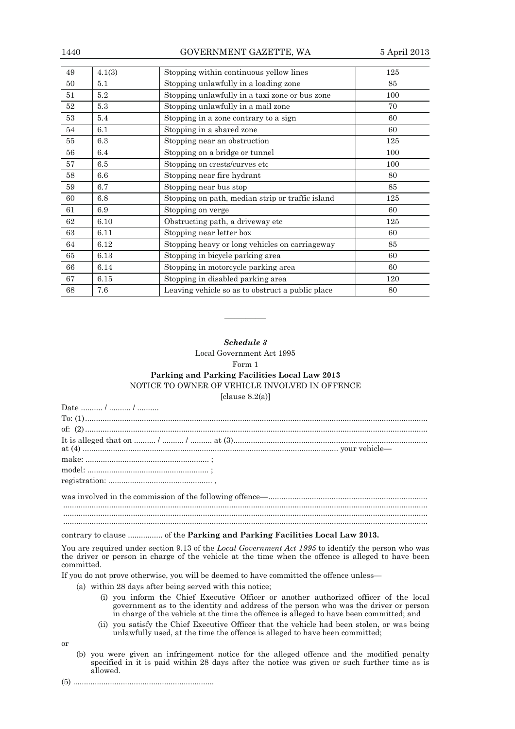| 49 | 4.1(3) | Stopping within continuous yellow lines | 125 |
|---|---|---|---|
| 50 | 5.1 | Stopping unlawfully in a loading zone | 85 |
| 51 | 5.2 | Stopping unlawfully in a taxi zone or bus zone | 100 |
| 52 | 5.3 | Stopping unlawfully in a mail zone | 70 |
| 53 | 5.4 | Stopping in a zone contrary to a sign | 60 |
| 54 | 6.1 | Stopping in a shared zone | 60 |
| 55 | 6.3 | Stopping near an obstruction | 125 |
| 56 | 6.4 | Stopping on a bridge or tunnel | 100 |
| 57 | 6.5 | Stopping on crests/curves etc | 100 |
| 58 | 6.6 | Stopping near fire hydrant | 80 |
| 59 | 6.7 | Stopping near bus stop | 85 |
| 60 | 6.8 | Stopping on path, median strip or traffic island | 125 |
| 61 | 6.9 | Stopping on verge | 60 |
| 62 | 6.10 | Obstructing path, a driveway etc | 125 |
| 63 | 6.11 | Stopping near letter box | 60 |
| 64 | 6.12 | Stopping heavy or long vehicles on carriageway | 85 |
| 65 | 6.13 | Stopping in bicycle parking area | 60 |
| 66 | 6.14 | Stopping in motorcycle parking area | 60 |
| 67 | 6.15 | Stopping in disabled parking area | 120 |
| 68 | 7.6 | Leaving vehicle so as to obstruct a public place | 80 |

———————

### *Schedule 3*

Local Government Act 1995

Form 1

**Parking and Parking Facilities Local Law 2013**

NOTICE TO OWNER OF VEHICLE INVOLVED IN OFFENCE

[clause 8.2(a)]

Date .......... / .......... / ..........

To: (1)..........................................................................................................................................

of: (2)..........................................................................................................................................

It is alleged that on .......... / .......... / .......... at (3)........................................................................................
at (4) ..................................................................................................................... your vehicle—

make: ......................................................... ;

model: ........................................................ ;

registration: ................................................ ,

was involved in the commission of the following offence—........................................................................
.....................................................................................................................................................
.....................................................................................................................................................
.....................................................................................................................................................

contrary to clause ................ of the **Parking and Parking Facilities Local Law 2013.**

You are required under section 9.13 of the *Local Government Act 1995* to identify the person who was the driver or person in charge of the vehicle at the time when the offence is alleged to have been committed.

If you do not prove otherwise, you will be deemed to have committed the offence unless—

(a) within 28 days after being served with this notice;

 (i) you inform the Chief Executive Officer or another authorized officer of the local government as to the identity and address of the person who was the driver or person in charge of the vehicle at the time the offence is alleged to have been committed; and

 (ii) you satisfy the Chief Executive Officer that the vehicle had been stolen, or was being unlawfully used, at the time the offence is alleged to have been committed;

or

(b) you were given an infringement notice for the alleged offence and the modified penalty specified in it is paid within 28 days after the notice was given or such further time as is allowed.

(5) ................................................................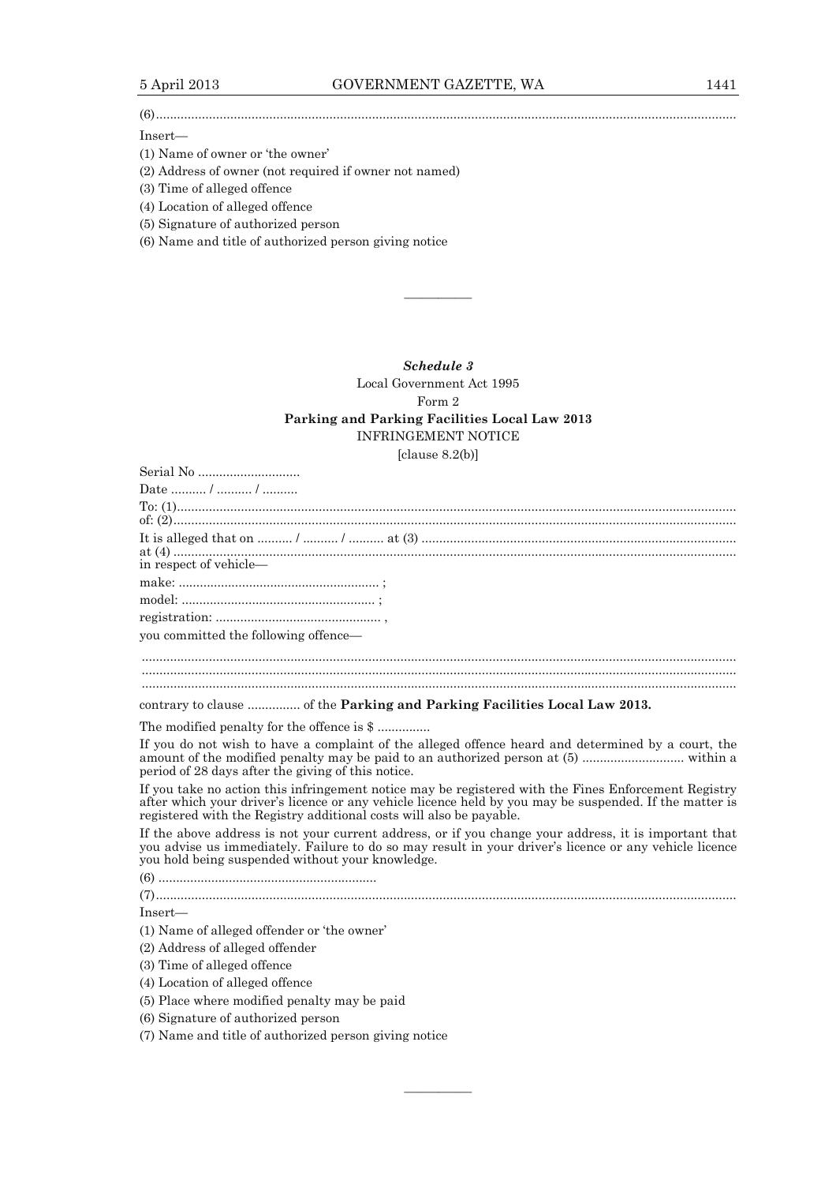(6).....................................................................................................................................................

Insert—

(1) Name of owner or 'the owner'

(2) Address of owner (not required if owner not named)

(3) Time of alleged offence

(4) Location of alleged offence

(5) Signature of authorized person

(6) Name and title of authorized person giving notice

———————

*Schedule 3*

Local Government Act 1995

Form 2

**Parking and Parking Facilities Local Law 2013**

INFRINGEMENT NOTICE

[clause 8.2(b)]

Serial No .............................

Date .......... / .......... / ..........

To: (1).....................................................................................................................................................

of: (2).....................................................................................................................................................

It is alleged that on .......... / .......... / .......... at (3) ........................................................................................

at (4) .....................................................................................................................................................

in respect of vehicle—

make: ......................................................... ;

model: ....................................................... ;

registration: ............................................... ,

you committed the following offence—

.....................................................................................................................................................

.....................................................................................................................................................

.....................................................................................................................................................

contrary to clause ............... of the **Parking and Parking Facilities Local Law 2013.**

The modified penalty for the offence is $ ...............

If you do not wish to have a complaint of the alleged offence heard and determined by a court, the amount of the modified penalty may be paid to an authorized person at (5) ............................ within a period of 28 days after the giving of this notice.

If you take no action this infringement notice may be registered with the Fines Enforcement Registry after which your driver's licence or any vehicle licence held by you may be suspended. If the matter is registered with the Registry additional costs will also be payable.

If the above address is not your current address, or if you change your address, it is important that you advise us immediately. Failure to do so may result in your driver's licence or any vehicle licence you hold being suspended without your knowledge.

(6) .............................................................

(7).....................................................................................................................................................

Insert—

(1) Name of alleged offender or 'the owner'

(2) Address of alleged offender

(3) Time of alleged offence

(4) Location of alleged offence

(5) Place where modified penalty may be paid

(6) Signature of authorized person

(7) Name and title of authorized person giving notice

———————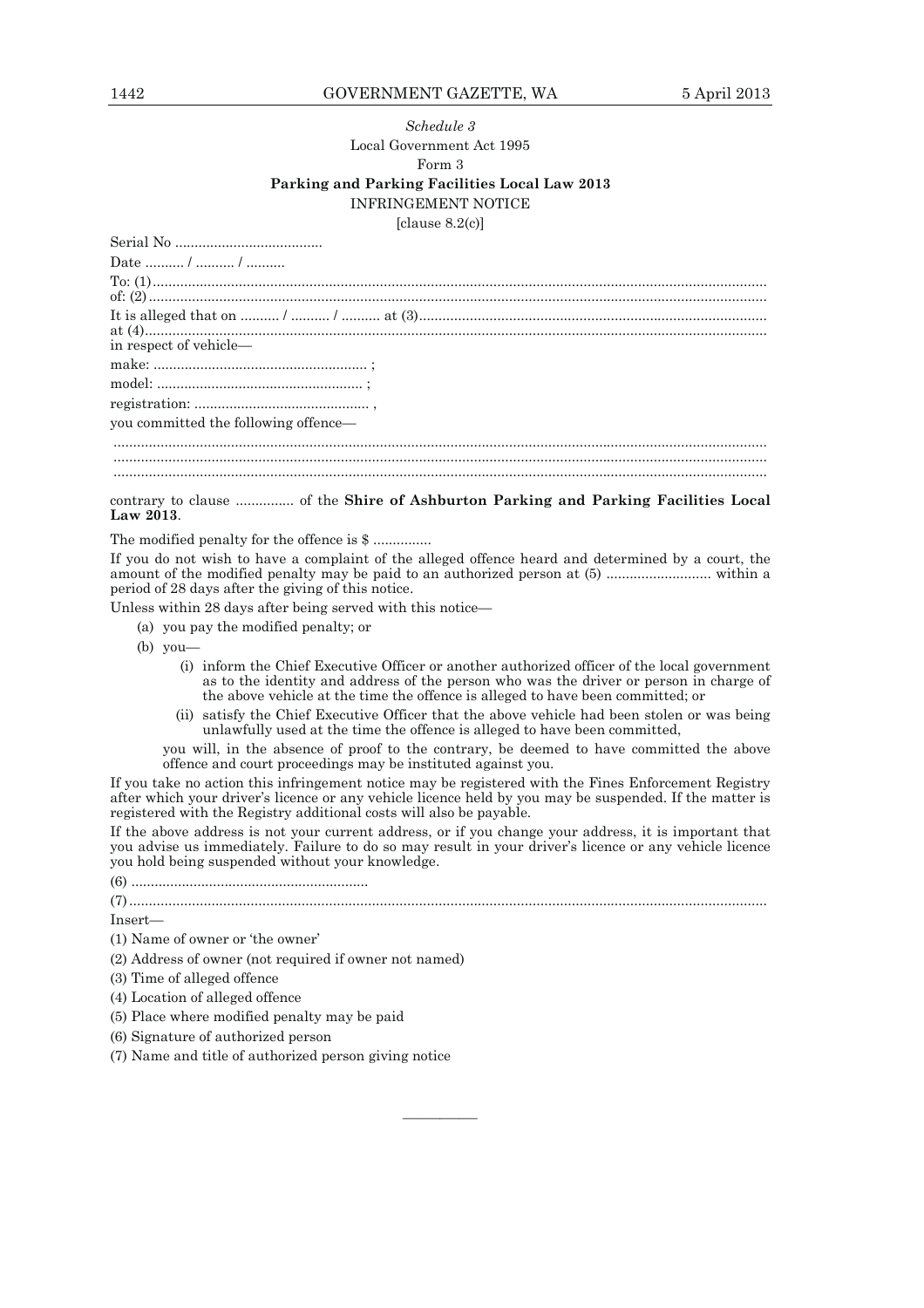*Schedule 3*

Local Government Act 1995

Form 3

**Parking and Parking Facilities Local Law 2013**

INFRINGEMENT NOTICE

[clause 8.2(c)]

Serial No ......................................

Date .......... / .......... / ..........

To: (1)..........................................................................................................................................................
of: (2)...........................................................................................................................................................

It is alleged that on .......... / .......... / .......... at (3).......................................................................................
at (4)............................................................................................................................................................
in respect of vehicle—

make: ...................................................... ;

model: .................................................... ;

registration: ............................................ ,

you committed the following offence—

.....................................................................................................................................................................
.....................................................................................................................................................................
.....................................................................................................................................................................

contrary to clause ............... of the **Shire of Ashburton Parking and Parking Facilities Local Law 2013**.

The modified penalty for the offence is $ ...............

If you do not wish to have a complaint of the alleged offence heard and determined by a court, the amount of the modified penalty may be paid to an authorized person at (5) .......................... within a period of 28 days after the giving of this notice.

Unless within 28 days after being served with this notice—

(a) you pay the modified penalty; or

(b) you—

(i) inform the Chief Executive Officer or another authorized officer of the local government as to the identity and address of the person who was the driver or person in charge of the above vehicle at the time the offence is alleged to have been committed; or

(ii) satisfy the Chief Executive Officer that the above vehicle had been stolen or was being unlawfully used at the time the offence is alleged to have been committed,

you will, in the absence of proof to the contrary, be deemed to have committed the above offence and court proceedings may be instituted against you.

If you take no action this infringement notice may be registered with the Fines Enforcement Registry after which your driver's licence or any vehicle licence held by you may be suspended. If the matter is registered with the Registry additional costs will also be payable.

If the above address is not your current address, or if you change your address, it is important that you advise us immediately. Failure to do so may result in your driver's licence or any vehicle licence you hold being suspended without your knowledge.

(6) ............................................................

(7)................................................................................................................................................................

Insert—

(1) Name of owner or 'the owner'

(2) Address of owner (not required if owner not named)

(3) Time of alleged offence

(4) Location of alleged offence

(5) Place where modified penalty may be paid

(6) Signature of authorized person

(7) Name and title of authorized person giving notice

————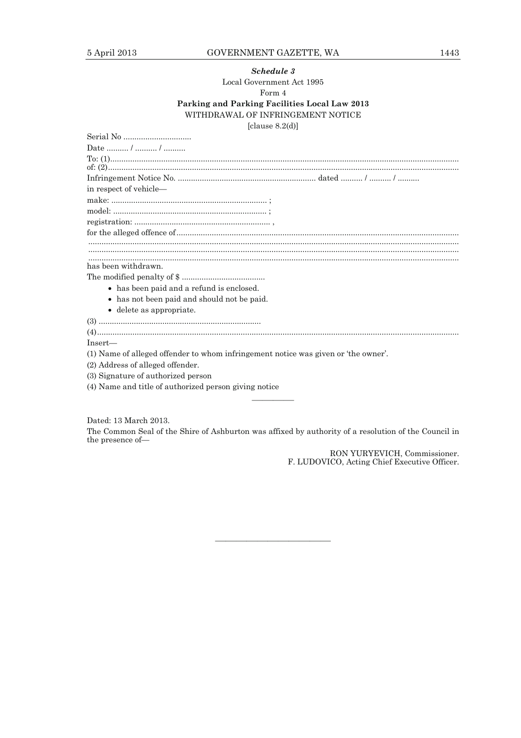*Schedule 3*

Local Government Act 1995

Form 4

**Parking and Parking Facilities Local Law 2013**

WITHDRAWAL OF INFRINGEMENT NOTICE

[clause 8.2(d)]

Serial No ...............................

Date .......... / .......... / ..........

To: (1)..........................................................................................................................................................

of: (2)..........................................................................................................................................................

Infringement Notice No. ............................................................... dated .......... / .......... / ..........

in respect of vehicle—

make: ...................................................................... ;

model: ..................................................................... ;

registration: .............................................................. ,

for the alleged offence of...............................................................................................................................

.......................................................................................................................................................................

.......................................................................................................................................................................

.......................................................................................................................................................................

has been withdrawn.

The modified penalty of $ ......................................

- has been paid and a refund is enclosed.
- has not been paid and should not be paid.
- delete as appropriate.

(3) ..........................................................................

(4)..................................................................................................................................................................

Insert—

(1) Name of alleged offender to whom infringement notice was given or 'the owner'.

(2) Address of alleged offender.

(3) Signature of authorized person

(4) Name and title of authorized person giving notice

---

Dated: 13 March 2013.

The Common Seal of the Shire of Ashburton was affixed by authority of a resolution of the Council in the presence of—

RON YURYEVICH, Commissioner.
F. LUDOVICO, Acting Chief Executive Officer.